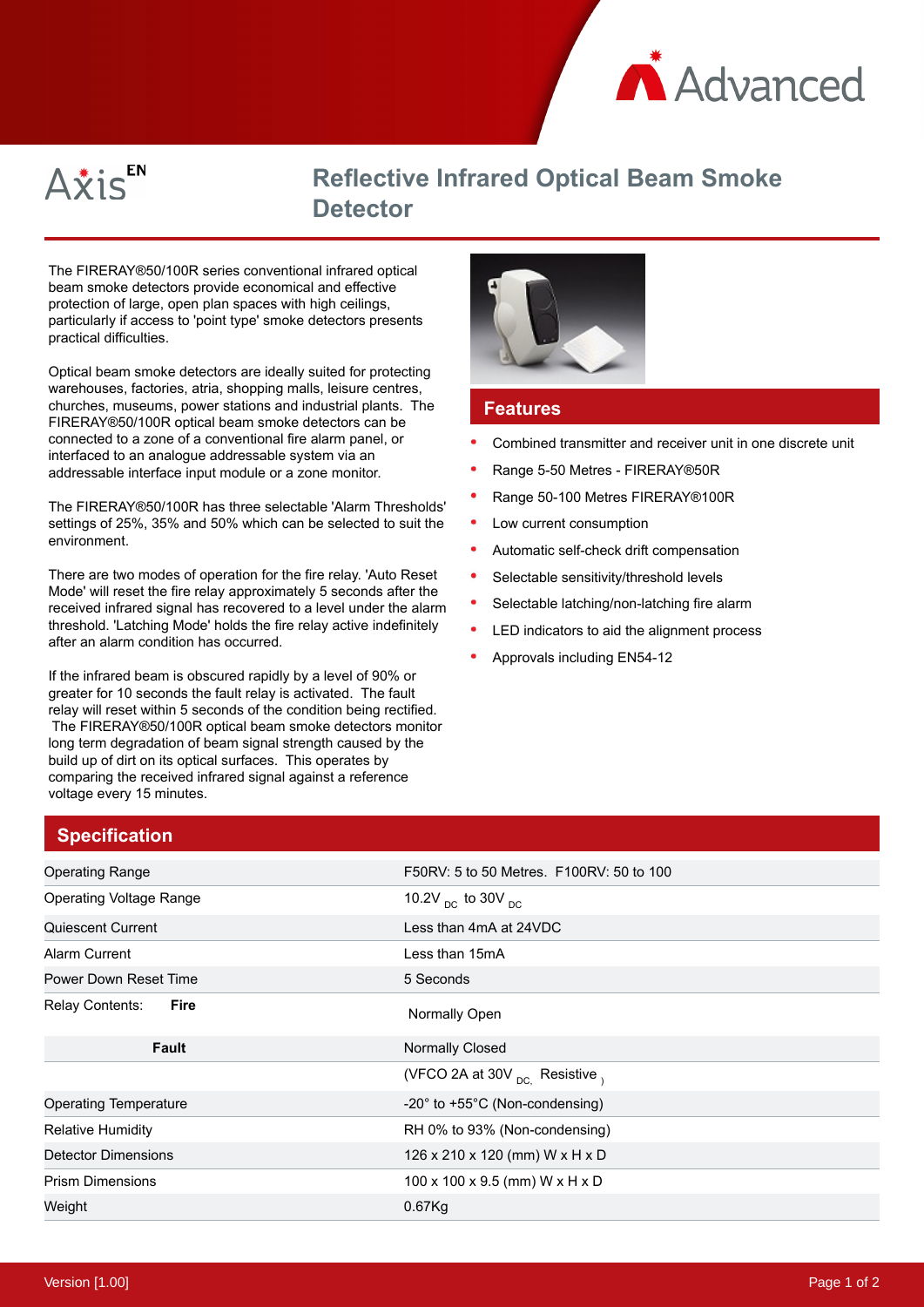Axis EN

# Reflective Infrared Optical Beam Smoke Detector

The FIRERAY®50/100R series conventional infrared optical beam smoke detectors provide economical and effective protection of large, open plan spaces with high ceilings, particularly if access to 'point type' smoke detectors presents practical difficulties.

Optical beam smoke detectors are ideally suited for protecting warehouses, factories, atria, shopping malls, leisure centres, churches, museums, power stations and industrial plants. The FIRERAY®50/100R optical beam smoke detectors can be connected to a zone of a conventional fire alarm panel, or interfaced to an analogue addressable system via an addressable interface input module or a zone monitor.

The FIRERAY®50/100R has three selectable 'Alarm Thresholds' settings of 25%, 35% and 50% which can be selected to suit the environment.

There are two modes of operation for the fire relay. 'Auto Reset Mode' will reset the fire relay approximately 5 seconds after the received infrared signal has recovered to a level under the alarm threshold. 'Latching Mode' holds the fire relay active indefinitely after an alarm condition has occurred.

If the infrared beam is obscured rapidly by a level of 90% or greater for 10 seconds the fault relay is activated. The fault relay will reset within 5 seconds of the condition being rectified. The FIRERAY®50/100R optical beam smoke detectors monitor long term degradation of beam signal strength caused by the build up of dirt on its optical surfaces. This operates by comparing the received infrared signal against a reference voltage every 15 minutes.

## Features

- Combined transmitter and receiver unit in one discrete unit
- Range 5-50 Metres - FIRERAY®50R
- Range 50-100 Metres FIRERAY®100R
- Low current consumption
- Automatic self-check drift compensation
- Selectable sensitivity/threshold levels
- Selectable latching/non-latching fire alarm
- LED indicators to aid the alignment process
- Approvals including EN54-12

## Specification

| | |
|---|---|
| Operating Range | F50RV: 5 to 50 Metres. F100RV: 50 to 100 |
| Operating Voltage Range | 10.2V $_{DC}$ to 30V $_{DC}$ |
| Quiescent Current | Less than 4mA at 24VDC |
| Alarm Current | Less than 15mA |
| Power Down Reset Time | 5 Seconds |
| Relay Contents: **Fire** | Normally Open |
| **Fault** | Normally Closed |
| | (VFCO 2A at 30V $_{DC,}$ Resistive $_{)}$ |
| Operating Temperature | -20° to +55°C (Non-condensing) |
| Relative Humidity | RH 0% to 93% (Non-condensing) |
| Detector Dimensions | 126 x 210 x 120 (mm) W x H x D |
| Prism Dimensions | 100 x 100 x 9.5 (mm) W x H x D |
| Weight | 0.67Kg |

Version [1.00]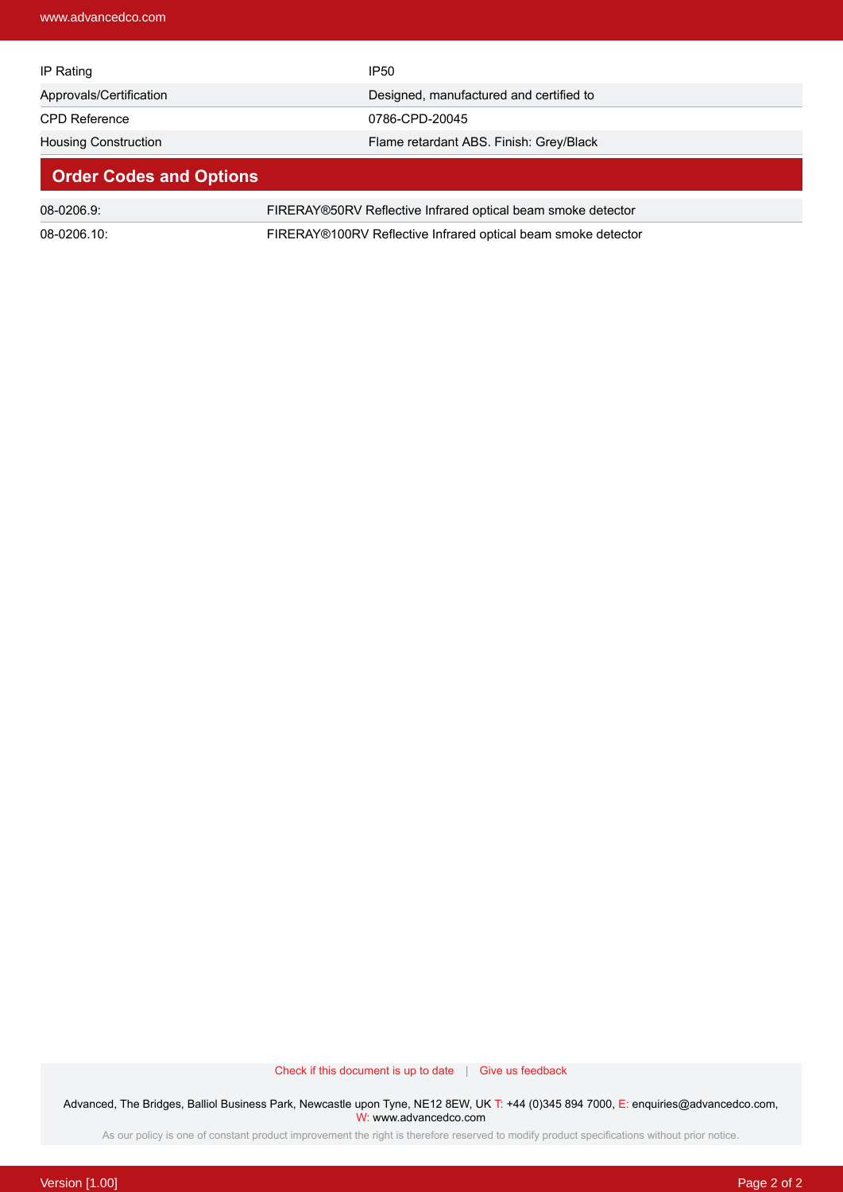| | |
|---|---|
| IP Rating | IP50 |
| Approvals/Certification | Designed, manufactured and certified to |
| CPD Reference | 0786-CPD-20045 |
| Housing Construction | Flame retardant ABS. Finish: Grey/Black |

## Order Codes and Options

| | |
|---|---|
| 08-0206.9: | FIRERAY®50RV Reflective Infrared optical beam smoke detector |
| 08-0206.10: | FIRERAY®100RV Reflective Infrared optical beam smoke detector |

Check if this document is up to date | Give us feedback

Advanced, The Bridges, Balliol Business Park, Newcastle upon Tyne, NE12 8EW, UK T: +44 (0)345 894 7000, E: enquiries@advancedco.com, W: www.advancedco.com

As our policy is one of constant product improvement the right is therefore reserved to modify product specifications without prior notice.

Version [1.00]